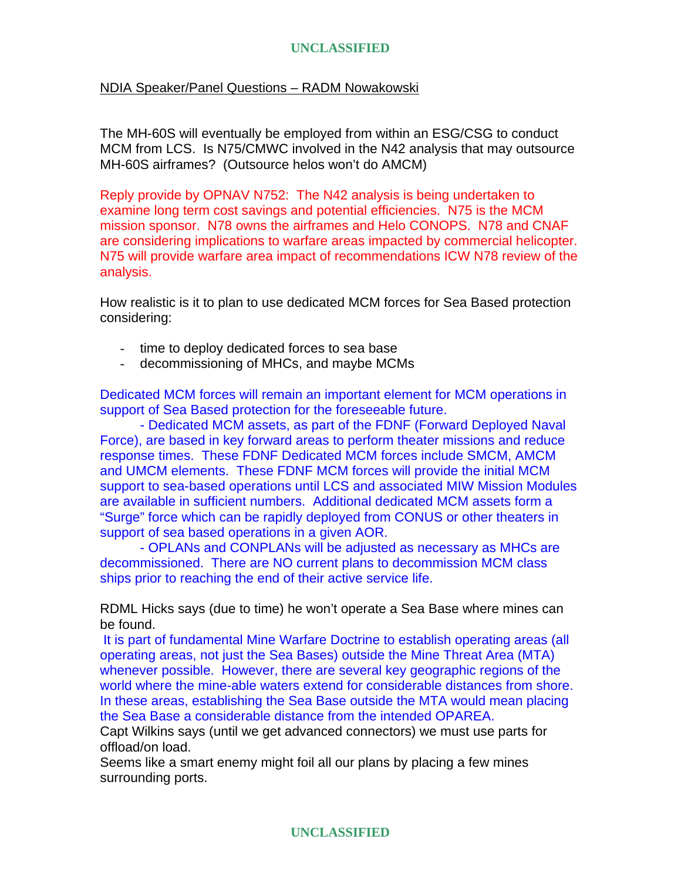UNCLASSIFIED

NDIA Speaker/Panel Questions – RADM Nowakowski

The MH-60S will eventually be employed from within an ESG/CSG to conduct MCM from LCS. Is N75/CMWC involved in the N42 analysis that may outsource MH-60S airframes? (Outsource helos won't do AMCM)

Reply provide by OPNAV N752: The N42 analysis is being undertaken to examine long term cost savings and potential efficiencies. N75 is the MCM mission sponsor. N78 owns the airframes and Helo CONOPS. N78 and CNAF are considering implications to warfare areas impacted by commercial helicopter. N75 will provide warfare area impact of recommendations ICW N78 review of the analysis.

How realistic is it to plan to use dedicated MCM forces for Sea Based protection considering:

- time to deploy dedicated forces to sea base
- decommissioning of MHCs, and maybe MCMs

Dedicated MCM forces will remain an important element for MCM operations in support of Sea Based protection for the foreseeable future.

- Dedicated MCM assets, as part of the FDNF (Forward Deployed Naval Force), are based in key forward areas to perform theater missions and reduce response times. These FDNF Dedicated MCM forces include SMCM, AMCM and UMCM elements. These FDNF MCM forces will provide the initial MCM support to sea-based operations until LCS and associated MIW Mission Modules are available in sufficient numbers. Additional dedicated MCM assets form a "Surge" force which can be rapidly deployed from CONUS or other theaters in support of sea based operations in a given AOR.
- OPLANs and CONPLANs will be adjusted as necessary as MHCs are decommissioned. There are NO current plans to decommission MCM class ships prior to reaching the end of their active service life.

RDML Hicks says (due to time) he won't operate a Sea Base where mines can be found.

It is part of fundamental Mine Warfare Doctrine to establish operating areas (all operating areas, not just the Sea Bases) outside the Mine Threat Area (MTA) whenever possible. However, there are several key geographic regions of the world where the mine-able waters extend for considerable distances from shore. In these areas, establishing the Sea Base outside the MTA would mean placing the Sea Base a considerable distance from the intended OPAREA.

Capt Wilkins says (until we get advanced connectors) we must use parts for offload/on load.

Seems like a smart enemy might foil all our plans by placing a few mines surrounding ports.

UNCLASSIFIED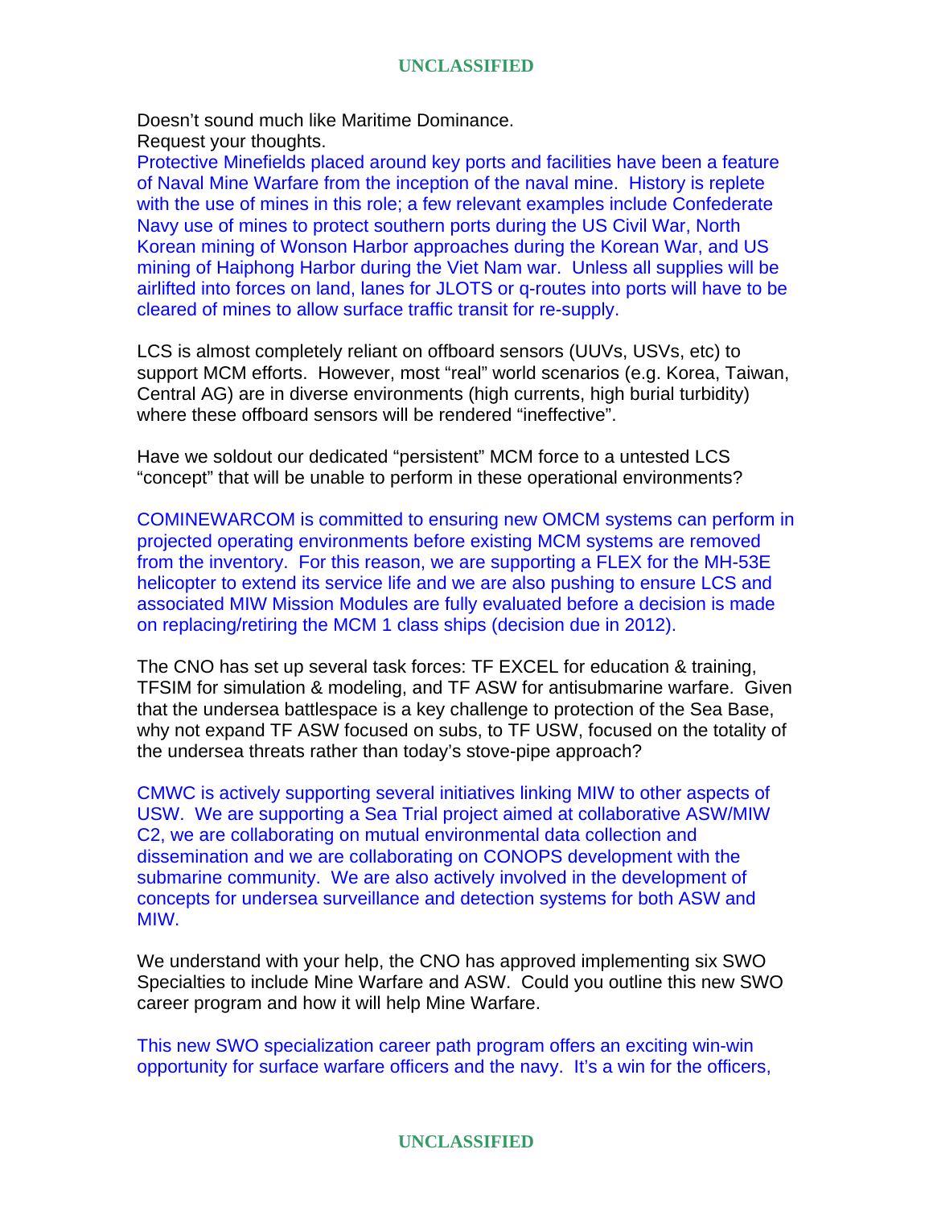Doesn't sound much like Maritime Dominance.
Request your thoughts.
Protective Minefields placed around key ports and facilities have been a feature of Naval Mine Warfare from the inception of the naval mine. History is replete with the use of mines in this role; a few relevant examples include Confederate Navy use of mines to protect southern ports during the US Civil War, North Korean mining of Wonson Harbor approaches during the Korean War, and US mining of Haiphong Harbor during the Viet Nam war. Unless all supplies will be airlifted into forces on land, lanes for JLOTS or q-routes into ports will have to be cleared of mines to allow surface traffic transit for re-supply.

LCS is almost completely reliant on offboard sensors (UUVs, USVs, etc) to support MCM efforts. However, most "real" world scenarios (e.g. Korea, Taiwan, Central AG) are in diverse environments (high currents, high burial turbidity) where these offboard sensors will be rendered "ineffective".

Have we soldout our dedicated "persistent" MCM force to a untested LCS "concept" that will be unable to perform in these operational environments?

COMINEWARCOM is committed to ensuring new OMCM systems can perform in projected operating environments before existing MCM systems are removed from the inventory. For this reason, we are supporting a FLEX for the MH-53E helicopter to extend its service life and we are also pushing to ensure LCS and associated MIW Mission Modules are fully evaluated before a decision is made on replacing/retiring the MCM 1 class ships (decision due in 2012).

The CNO has set up several task forces: TF EXCEL for education & training, TFSIM for simulation & modeling, and TF ASW for antisubmarine warfare. Given that the undersea battlespace is a key challenge to protection of the Sea Base, why not expand TF ASW focused on subs, to TF USW, focused on the totality of the undersea threats rather than today's stove-pipe approach?

CMWC is actively supporting several initiatives linking MIW to other aspects of USW. We are supporting a Sea Trial project aimed at collaborative ASW/MIW C2, we are collaborating on mutual environmental data collection and dissemination and we are collaborating on CONOPS development with the submarine community. We are also actively involved in the development of concepts for undersea surveillance and detection systems for both ASW and MIW.

We understand with your help, the CNO has approved implementing six SWO Specialties to include Mine Warfare and ASW. Could you outline this new SWO career program and how it will help Mine Warfare.

This new SWO specialization career path program offers an exciting win-win opportunity for surface warfare officers and the navy. It's a win for the officers,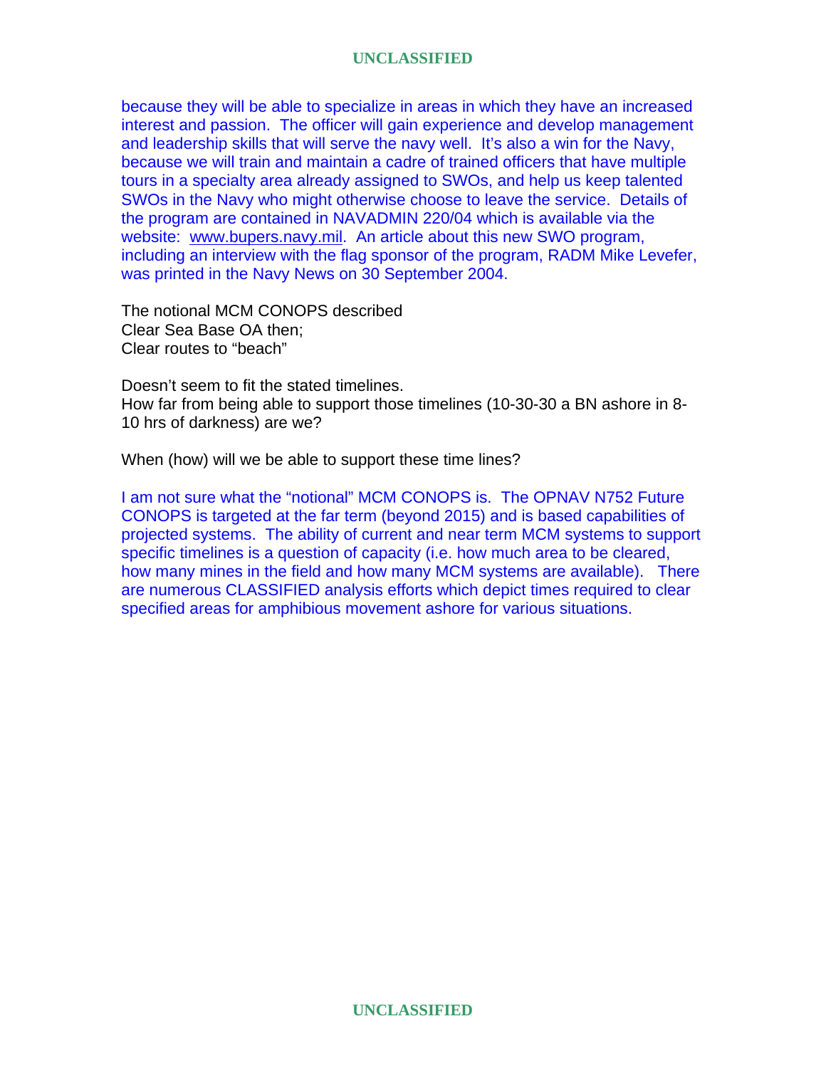because they will be able to specialize in areas in which they have an increased interest and passion. The officer will gain experience and develop management and leadership skills that will serve the navy well. It's also a win for the Navy, because we will train and maintain a cadre of trained officers that have multiple tours in a specialty area already assigned to SWOs, and help us keep talented SWOs in the Navy who might otherwise choose to leave the service. Details of the program are contained in NAVADMIN 220/04 which is available via the website: www.bupers.navy.mil. An article about this new SWO program, including an interview with the flag sponsor of the program, RADM Mike Levefer, was printed in the Navy News on 30 September 2004.

The notional MCM CONOPS described
Clear Sea Base OA then;
Clear routes to "beach"

Doesn't seem to fit the stated timelines.
How far from being able to support those timelines (10-30-30 a BN ashore in 8-10 hrs of darkness) are we?

When (how) will we be able to support these time lines?

I am not sure what the "notional" MCM CONOPS is. The OPNAV N752 Future CONOPS is targeted at the far term (beyond 2015) and is based capabilities of projected systems. The ability of current and near term MCM systems to support specific timelines is a question of capacity (i.e. how much area to be cleared, how many mines in the field and how many MCM systems are available). There are numerous CLASSIFIED analysis efforts which depict times required to clear specified areas for amphibious movement ashore for various situations.